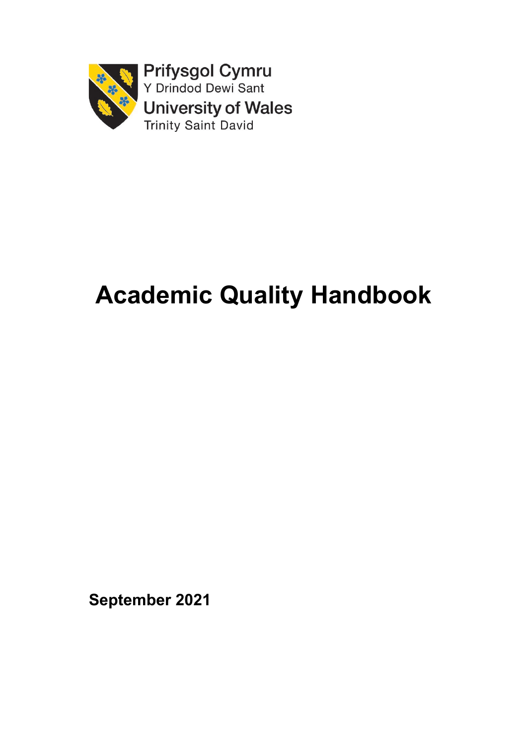Prifysgol Cymru
Y Drindod Dewi Sant
University of Wales
Trinity Saint David

# Academic Quality Handbook

**September 2021**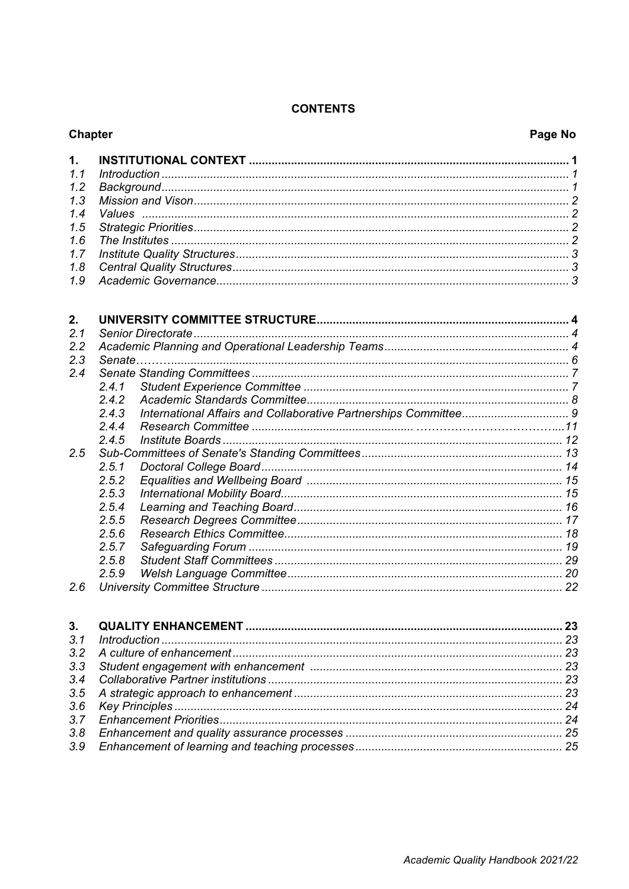# CONTENTS

| Chapter | | Page No |
|---|---|---|
| **1.** | **INSTITUTIONAL CONTEXT** | **1** |
| *1.1* | *Introduction* | *1* |
| *1.2* | *Background* | *1* |
| *1.3* | *Mission and Vison* | *2* |
| *1.4* | *Values* | *2* |
| *1.5* | *Strategic Priorities* | *2* |
| *1.6* | *The Institutes* | *2* |
| *1.7* | *Institute Quality Structures* | *3* |
| *1.8* | *Central Quality Structures* | *3* |
| *1.9* | *Academic Governance* | *3* |
| | | |
| **2.** | **UNIVERSITY COMMITTEE STRUCTURE** | **4** |
| *2.1* | *Senior Directorate* | *4* |
| *2.2* | *Academic Planning and Operational Leadership Teams* | *4* |
| *2.3* | *Senate* | *6* |
| *2.4* | *Senate Standing Committees* | *7* |
| | *2.4.1 Student Experience Committee* | *7* |
| | *2.4.2 Academic Standards Committee* | *8* |
| | *2.4.3 International Affairs and Collaborative Partnerships Committee* | *9* |
| | *2.4.4 Research Committee* | *11* |
| | *2.4.5 Institute Boards* | *12* |
| *2.5* | *Sub-Committees of Senate's Standing Committees* | *13* |
| | *2.5.1 Doctoral College Board* | *14* |
| | *2.5.2 Equalities and Wellbeing Board* | *15* |
| | *2.5.3 International Mobility Board* | *15* |
| | *2.5.4 Learning and Teaching Board* | *16* |
| | *2.5.5 Research Degrees Committee* | *17* |
| | *2.5.6 Research Ethics Committee* | *18* |
| | *2.5.7 Safeguarding Forum* | *19* |
| | *2.5.8 Student Staff Committees* | *29* |
| | *2.5.9 Welsh Language Committee* | *20* |
| *2.6* | *University Committee Structure* | *22* |
| | | |
| **3.** | **QUALITY ENHANCEMENT** | **23** |
| *3.1* | *Introduction* | *23* |
| *3.2* | *A culture of enhancement* | *23* |
| *3.3* | *Student engagement with enhancement* | *23* |
| *3.4* | *Collaborative Partner institutions* | *23* |
| *3.5* | *A strategic approach to enhancement* | *23* |
| *3.6* | *Key Principles* | *24* |
| *3.7* | *Enhancement Priorities* | *24* |
| *3.8* | *Enhancement and quality assurance processes* | *25* |
| *3.9* | *Enhancement of learning and teaching processes* | *25* |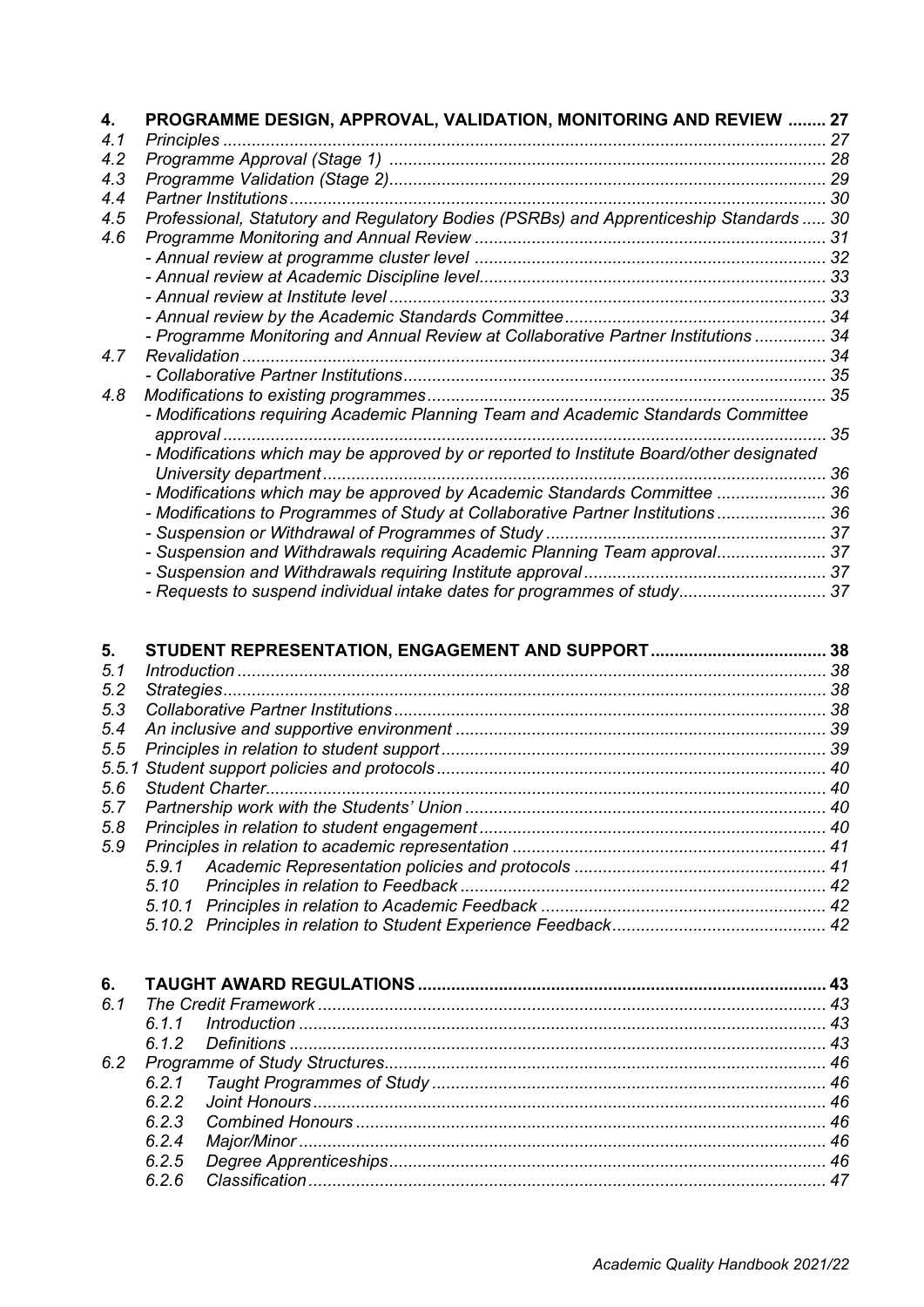**4. PROGRAMME DESIGN, APPROVAL, VALIDATION, MONITORING AND REVIEW ........ 27**

*4.1 Principles ........ 27*
*4.2 Programme Approval (Stage 1) ........ 28*
*4.3 Programme Validation (Stage 2) ........ 29*
*4.4 Partner Institutions ........ 30*
*4.5 Professional, Statutory and Regulatory Bodies (PSRBs) and Apprenticeship Standards ........ 30*
*4.6 Programme Monitoring and Annual Review ........ 31*
*- Annual review at programme cluster level ........ 32*
*- Annual review at Academic Discipline level ........ 33*
*- Annual review at Institute level ........ 33*
*- Annual review by the Academic Standards Committee ........ 34*
*- Programme Monitoring and Annual Review at Collaborative Partner Institutions ........ 34*
*4.7 Revalidation ........ 34*
*- Collaborative Partner Institutions ........ 35*
*4.8 Modifications to existing programmes ........ 35*
*- Modifications requiring Academic Planning Team and Academic Standards Committee approval ........ 35*
*- Modifications which may be approved by or reported to Institute Board/other designated University department ........ 36*
*- Modifications which may be approved by Academic Standards Committee ........ 36*
*- Modifications to Programmes of Study at Collaborative Partner Institutions ........ 36*
*- Suspension or Withdrawal of Programmes of Study ........ 37*
*- Suspension and Withdrawals requiring Academic Planning Team approval ........ 37*
*- Suspension and Withdrawals requiring Institute approval ........ 37*
*- Requests to suspend individual intake dates for programmes of study ........ 37*

**5. STUDENT REPRESENTATION, ENGAGEMENT AND SUPPORT ........ 38**

*5.1 Introduction ........ 38*
*5.2 Strategies ........ 38*
*5.3 Collaborative Partner Institutions ........ 38*
*5.4 An inclusive and supportive environment ........ 39*
*5.5 Principles in relation to student support ........ 39*
*5.5.1 Student support policies and protocols ........ 40*
*5.6 Student Charter ........ 40*
*5.7 Partnership work with the Students' Union ........ 40*
*5.8 Principles in relation to student engagement ........ 40*
*5.9 Principles in relation to academic representation ........ 41*
*5.9.1 Academic Representation policies and protocols ........ 41*
*5.10 Principles in relation to Feedback ........ 42*
*5.10.1 Principles in relation to Academic Feedback ........ 42*
*5.10.2 Principles in relation to Student Experience Feedback ........ 42*

**6. TAUGHT AWARD REGULATIONS ........ 43**

*6.1 The Credit Framework ........ 43*
*6.1.1 Introduction ........ 43*
*6.1.2 Definitions ........ 43*
*6.2 Programme of Study Structures ........ 46*
*6.2.1 Taught Programmes of Study ........ 46*
*6.2.2 Joint Honours ........ 46*
*6.2.3 Combined Honours ........ 46*
*6.2.4 Major/Minor ........ 46*
*6.2.5 Degree Apprenticeships ........ 46*
*6.2.6 Classification ........ 47*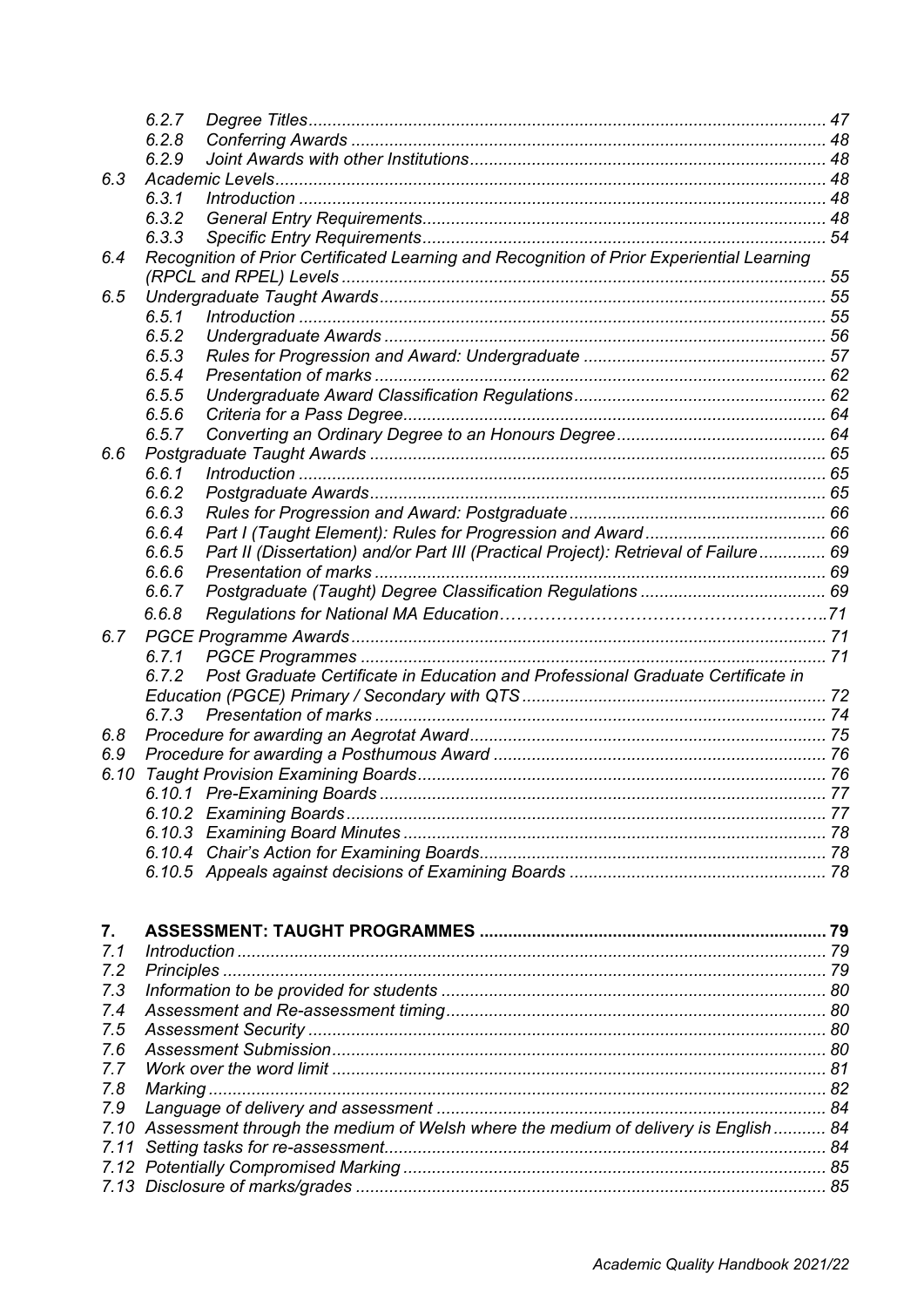6.2.7 Degree Titles ........ 47
6.2.8 Conferring Awards ........ 48
6.2.9 Joint Awards with other Institutions ........ 48
6.3 Academic Levels ........ 48
6.3.1 Introduction ........ 48
6.3.2 General Entry Requirements ........ 48
6.3.3 Specific Entry Requirements ........ 54
6.4 Recognition of Prior Certificated Learning and Recognition of Prior Experiential Learning (RPCL and RPEL) Levels ........ 55
6.5 Undergraduate Taught Awards ........ 55
6.5.1 Introduction ........ 55
6.5.2 Undergraduate Awards ........ 56
6.5.3 Rules for Progression and Award: Undergraduate ........ 57
6.5.4 Presentation of marks ........ 62
6.5.5 Undergraduate Award Classification Regulations ........ 62
6.5.6 Criteria for a Pass Degree ........ 64
6.5.7 Converting an Ordinary Degree to an Honours Degree ........ 64
6.6 Postgraduate Taught Awards ........ 65
6.6.1 Introduction ........ 65
6.6.2 Postgraduate Awards ........ 65
6.6.3 Rules for Progression and Award: Postgraduate ........ 66
6.6.4 Part I (Taught Element): Rules for Progression and Award ........ 66
6.6.5 Part II (Dissertation) and/or Part III (Practical Project): Retrieval of Failure ........ 69
6.6.6 Presentation of marks ........ 69
6.6.7 Postgraduate (Taught) Degree Classification Regulations ........ 69
6.6.8 Regulations for National MA Education ........ 71
6.7 PGCE Programme Awards ........ 71
6.7.1 PGCE Programmes ........ 71
6.7.2 Post Graduate Certificate in Education and Professional Graduate Certificate in Education (PGCE) Primary / Secondary with QTS ........ 72
6.7.3 Presentation of marks ........ 74
6.8 Procedure for awarding an Aegrotat Award ........ 75
6.9 Procedure for awarding a Posthumous Award ........ 76
6.10 Taught Provision Examining Boards ........ 76
6.10.1 Pre-Examining Boards ........ 77
6.10.2 Examining Boards ........ 77
6.10.3 Examining Board Minutes ........ 78
6.10.4 Chair's Action for Examining Boards ........ 78
6.10.5 Appeals against decisions of Examining Boards ........ 78

**7. ASSESSMENT: TAUGHT PROGRAMMES ........ 79**
7.1 Introduction ........ 79
7.2 Principles ........ 79
7.3 Information to be provided for students ........ 80
7.4 Assessment and Re-assessment timing ........ 80
7.5 Assessment Security ........ 80
7.6 Assessment Submission ........ 80
7.7 Work over the word limit ........ 81
7.8 Marking ........ 82
7.9 Language of delivery and assessment ........ 84
7.10 Assessment through the medium of Welsh where the medium of delivery is English ........ 84
7.11 Setting tasks for re-assessment ........ 84
7.12 Potentially Compromised Marking ........ 85
7.13 Disclosure of marks/grades ........ 85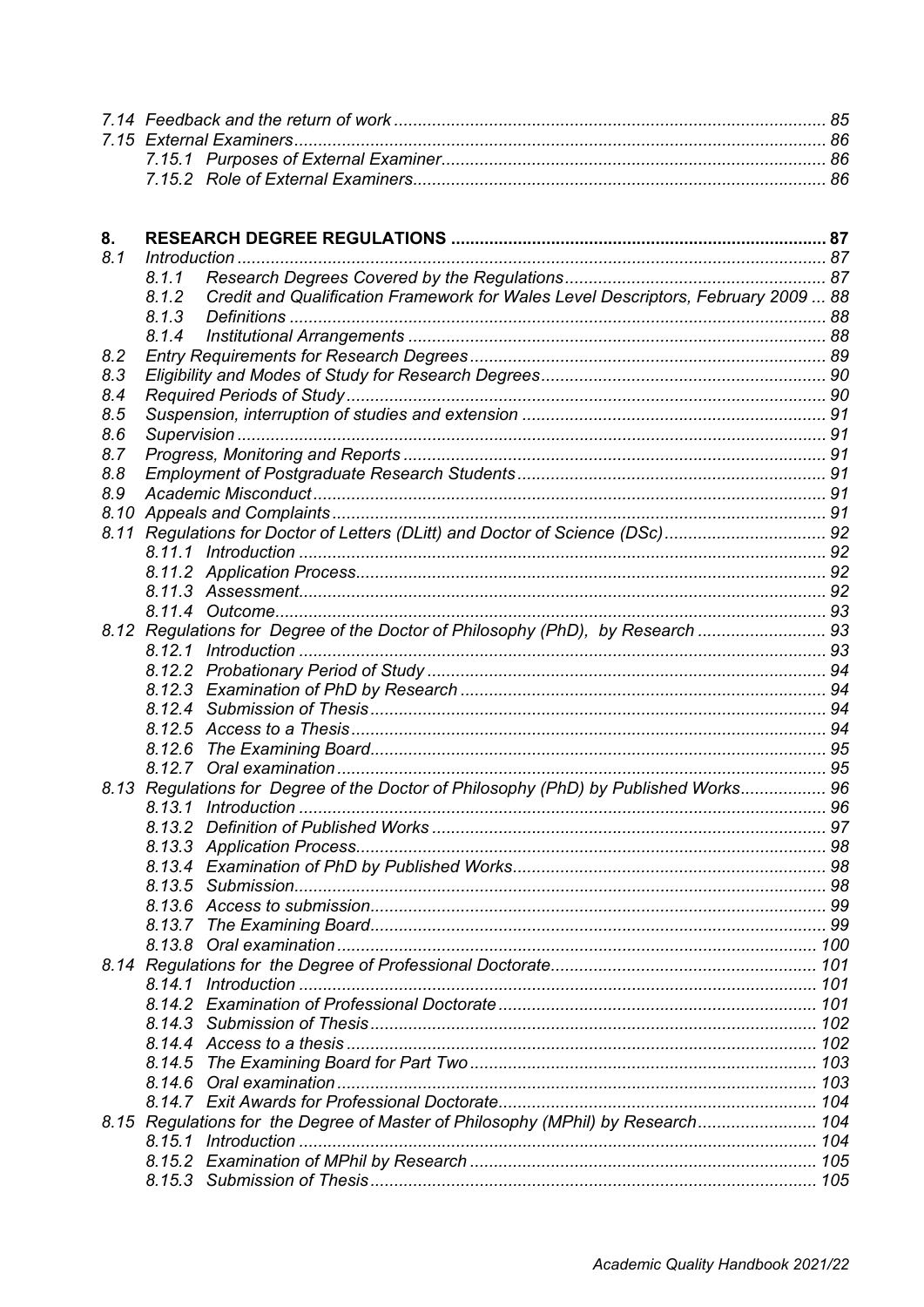7.14 Feedback and the return of work ........................................................................................ 85
7.15 External Examiners.............................................................................................................. 86
  7.15.1 Purposes of External Examiner................................................................................ 86
  7.15.2 Role of External Examiners...................................................................................... 86

**8. RESEARCH DEGREE REGULATIONS ............................................................................ 87**

8.1 Introduction ........................................................................................................................ 87
  8.1.1 Research Degrees Covered by the Regulations...................................................... 87
  8.1.2 Credit and Qualification Framework for Wales Level Descriptors, February 2009 ... 88
  8.1.3 Definitions ............................................................................................................... 88
  8.1.4 Institutional Arrangements ....................................................................................... 88
8.2 Entry Requirements for Research Degrees ........................................................................ 89
8.3 Eligibility and Modes of Study for Research Degrees.......................................................... 90
8.4 Required Periods of Study.................................................................................................. 90
8.5 Suspension, interruption of studies and extension ............................................................. 91
8.6 Supervision ........................................................................................................................ 91
8.7 Progress, Monitoring and Reports ...................................................................................... 91
8.8 Employment of Postgraduate Research Students ............................................................... 91
8.9 Academic Misconduct......................................................................................................... 91
8.10 Appeals and Complaints ..................................................................................................... 91
8.11 Regulations for Doctor of Letters (DLitt) and Doctor of Science (DSc) ................................. 92
  8.11.1 Introduction ............................................................................................................. 92
  8.11.2 Application Process.................................................................................................. 92
  8.11.3 Assessment.............................................................................................................. 92
  8.11.4 Outcome................................................................................................................... 93
8.12 Regulations for Degree of the Doctor of Philosophy (PhD), by Research .......................... 93
  8.12.1 Introduction ............................................................................................................. 93
  8.12.2 Probationary Period of Study ................................................................................... 94
  8.12.3 Examination of PhD by Research ............................................................................ 94
  8.12.4 Submission of Thesis............................................................................................... 94
  8.12.5 Access to a Thesis................................................................................................... 94
  8.12.6 The Examining Board............................................................................................... 95
  8.12.7 Oral examination ...................................................................................................... 95
8.13 Regulations for Degree of the Doctor of Philosophy (PhD) by Published Works.................. 96
  8.13.1 Introduction ............................................................................................................. 96
  8.13.2 Definition of Published Works .................................................................................. 97
  8.13.3 Application Process.................................................................................................. 98
  8.13.4 Examination of PhD by Published Works................................................................. 98
  8.13.5 Submission............................................................................................................... 98
  8.13.6 Access to submission............................................................................................... 99
  8.13.7 The Examining Board............................................................................................... 99
  8.13.8 Oral examination .................................................................................................... 100
8.14 Regulations for the Degree of Professional Doctorate....................................................... 101
  8.14.1 Introduction ............................................................................................................ 101
  8.14.2 Examination of Professional Doctorate .................................................................. 101
  8.14.3 Submission of Thesis............................................................................................. 102
  8.14.4 Access to a thesis .................................................................................................. 102
  8.14.5 The Examining Board for Part Two ........................................................................ 103
  8.14.6 Oral examination .................................................................................................... 103
  8.14.7 Exit Awards for Professional Doctorate.................................................................. 104
8.15 Regulations for the Degree of Master of Philosophy (MPhil) by Research......................... 104
  8.15.1 Introduction ............................................................................................................ 104
  8.15.2 Examination of MPhil by Research ........................................................................ 105
  8.15.3 Submission of Thesis............................................................................................. 105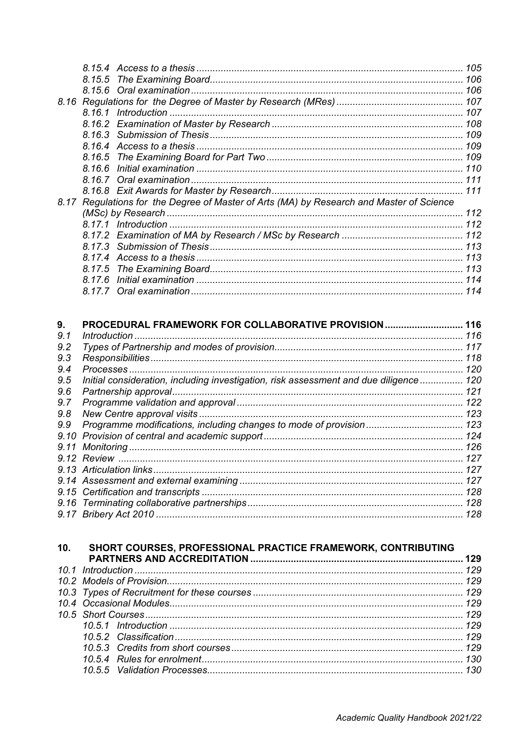- 8.15.4 Access to a thesis ........ 105
- 8.15.5 The Examining Board ........ 106
- 8.15.6 Oral examination ........ 106

8.16 Regulations for the Degree of Master by Research (MRes) ........ 107

- 8.16.1 Introduction ........ 107
- 8.16.2 Examination of Master by Research ........ 108
- 8.16.3 Submission of Thesis ........ 109
- 8.16.4 Access to a thesis ........ 109
- 8.16.5 The Examining Board for Part Two ........ 109
- 8.16.6 Initial examination ........ 110
- 8.16.7 Oral examination ........ 111
- 8.16.8 Exit Awards for Master by Research ........ 111

8.17 Regulations for the Degree of Master of Arts (MA) by Research and Master of Science (MSc) by Research ........ 112

- 8.17.1 Introduction ........ 112
- 8.17.2 Examination of MA by Research / MSc by Research ........ 112
- 8.17.3 Submission of Thesis ........ 113
- 8.17.4 Access to a thesis ........ 113
- 8.17.5 The Examining Board ........ 113
- 8.17.6 Initial examination ........ 114
- 8.17.7 Oral examination ........ 114

**9. PROCEDURAL FRAMEWORK FOR COLLABORATIVE PROVISION ........ 116**

- 9.1 Introduction ........ 116
- 9.2 Types of Partnership and modes of provision ........ 117
- 9.3 Responsibilities ........ 118
- 9.4 Processes ........ 120
- 9.5 Initial consideration, including investigation, risk assessment and due diligence ........ 120
- 9.6 Partnership approval ........ 121
- 9.7 Programme validation and approval ........ 122
- 9.8 New Centre approval visits ........ 123
- 9.9 Programme modifications, including changes to mode of provision ........ 123
- 9.10 Provision of central and academic support ........ 124
- 9.11 Monitoring ........ 126
- 9.12 Review ........ 127
- 9.13 Articulation links ........ 127
- 9.14 Assessment and external examining ........ 127
- 9.15 Certification and transcripts ........ 128
- 9.16 Terminating collaborative partnerships ........ 128
- 9.17 Bribery Act 2010 ........ 128

**10. SHORT COURSES, PROFESSIONAL PRACTICE FRAMEWORK, CONTRIBUTING PARTNERS AND ACCREDITATION ........ 129**

- 10.1 Introduction ........ 129
- 10.2 Models of Provision ........ 129
- 10.3 Types of Recruitment for these courses ........ 129
- 10.4 Occasional Modules ........ 129
- 10.5 Short Courses ........ 129
  - 10.5.1 Introduction ........ 129
  - 10.5.2 Classification ........ 129
  - 10.5.3 Credits from short courses ........ 129
  - 10.5.4 Rules for enrolment ........ 130
  - 10.5.5 Validation Processes ........ 130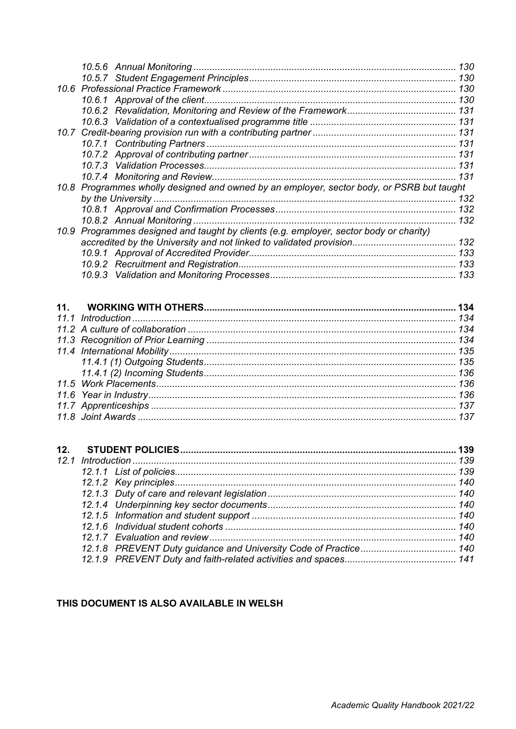10.5.6 Annual Monitoring .................................................................................................. 130
10.5.7 Student Engagement Principles............................................................................. 130
10.6 Professional Practice Framework ........................................................................................ 130
10.6.1 Approval of the client.............................................................................................. 130
10.6.2 Revalidation, Monitoring and Review of the Framework......................................... 131
10.6.3 Validation of a contextualised programme title ....................................................... 131
10.7 Credit-bearing provision run with a contributing partner ...................................................... 131
10.7.1 Contributing Partners .............................................................................................. 131
10.7.2 Approval of contributing partner............................................................................. 131
10.7.3 Validation Processes............................................................................................... 131
10.7.4 Monitoring and Review............................................................................................ 131
10.8 Programmes wholly designed and owned by an employer, sector body, or PSRB but taught by the University .................................................................................................................. 132
10.8.1 Approval and Confirmation Processes.................................................................... 132
10.8.2 Annual Monitoring .................................................................................................. 132
10.9 Programmes designed and taught by clients (e.g. employer, sector body or charity) accredited by the University and not linked to validated provision....................................... 132
10.9.1 Approval of Accredited Provider............................................................................. 133
10.9.2 Recruitment and Registration................................................................................. 133
10.9.3 Validation and Monitoring Processes...................................................................... 133

**11. WORKING WITH OTHERS............................................................................................ 134**
11.1 Introduction .......................................................................................................................... 134
11.2 A culture of collaboration ..................................................................................................... 134
11.3 Recognition of Prior Learning .............................................................................................. 134
11.4 International Mobility............................................................................................................ 135
11.4.1 (1) Outgoing Students.............................................................................................. 135
11.4.1 (2) Incoming Students.............................................................................................. 136
11.5 Work Placements................................................................................................................. 136
11.6 Year in Industry.................................................................................................................... 136
11.7 Apprenticeships ................................................................................................................... 137
11.8 Joint Awards ........................................................................................................................ 137

**12. STUDENT POLICIES...................................................................................................... 139**
12.1 Introduction .......................................................................................................................... 139
12.1.1 List of policies.......................................................................................................... 139
12.1.2 Key principles.......................................................................................................... 140
12.1.3 Duty of care and relevant legislation....................................................................... 140
12.1.4 Underpinning key sector documents....................................................................... 140
12.1.5 Information and student support ............................................................................. 140
12.1.6 Individual student cohorts ....................................................................................... 140
12.1.7 Evaluation and review.............................................................................................. 140
12.1.8 PREVENT Duty guidance and University Code of Practice.................................... 140
12.1.9 PREVENT Duty and faith-related activities and spaces.......................................... 141

**THIS DOCUMENT IS ALSO AVAILABLE IN WELSH**